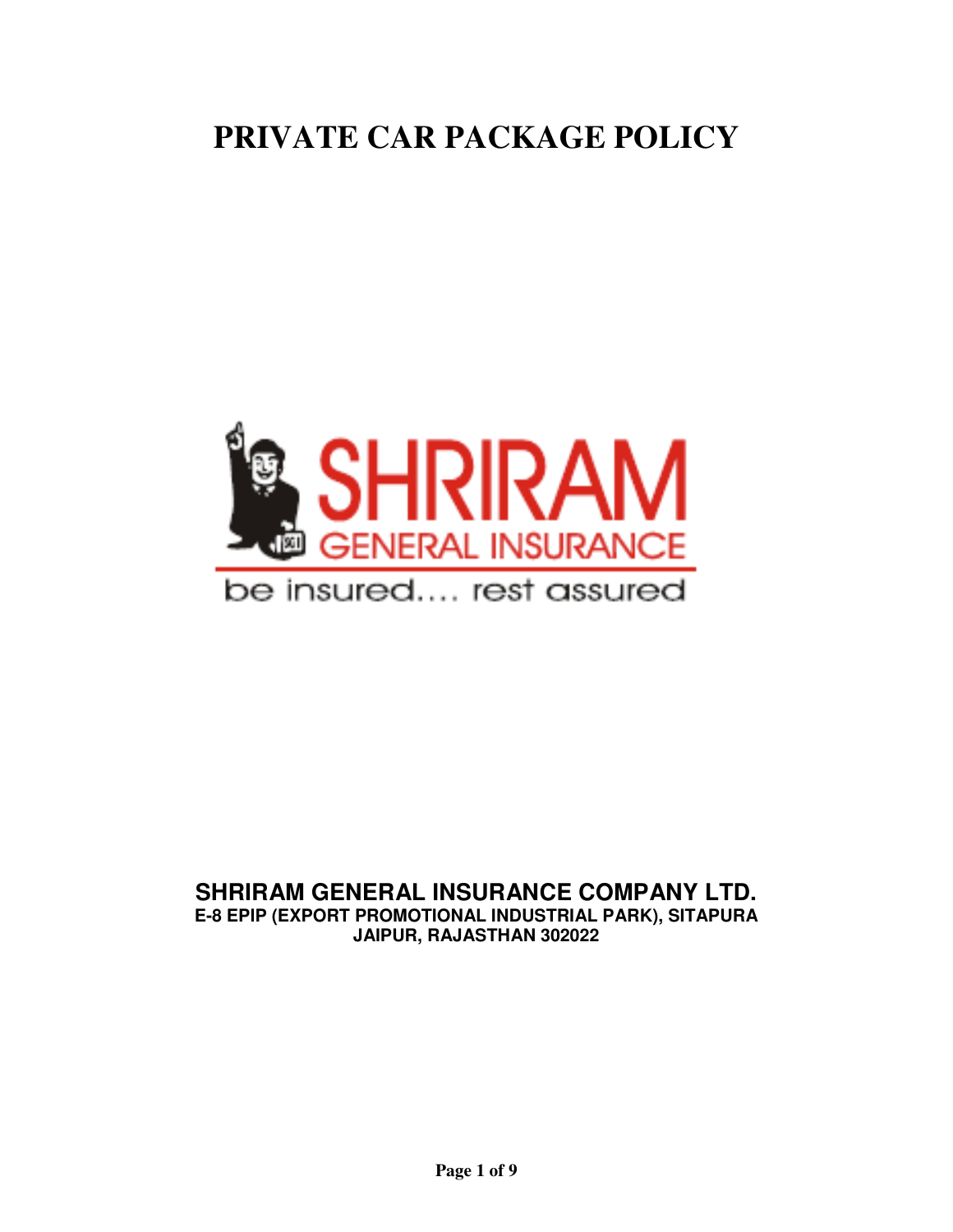# PRIVATE CAR PACKAGE POLICY

SHRIRAM GENERAL INSURANCE

be insured.... rest assured

**SHRIRAM GENERAL INSURANCE COMPANY LTD.**
**E-8 EPIP (EXPORT PROMOTIONAL INDUSTRIAL PARK), SITAPURA**
**JAIPUR, RAJASTHAN 302022**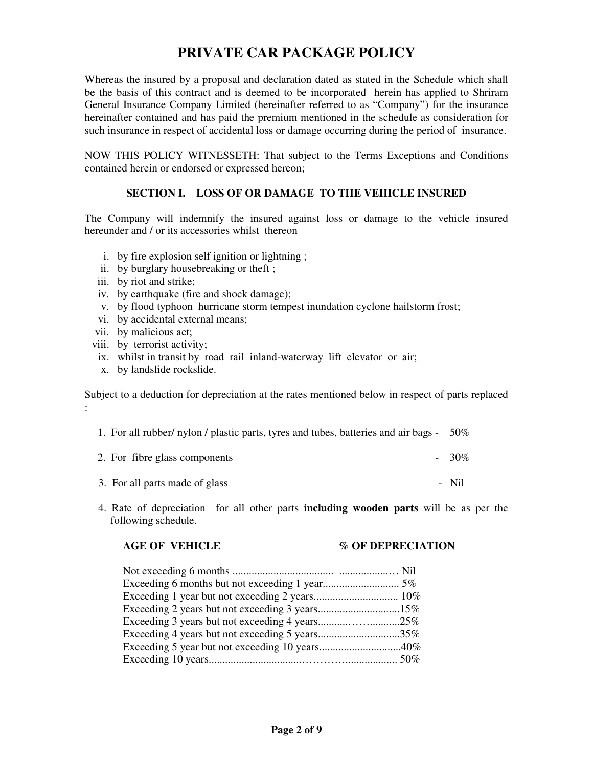# PRIVATE CAR PACKAGE POLICY

Whereas the insured by a proposal and declaration dated as stated in the Schedule which shall be the basis of this contract and is deemed to be incorporated herein has applied to Shriram General Insurance Company Limited (hereinafter referred to as "Company") for the insurance hereinafter contained and has paid the premium mentioned in the schedule as consideration for such insurance in respect of accidental loss or damage occurring during the period of insurance.

NOW THIS POLICY WITNESSETH: That subject to the Terms Exceptions and Conditions contained herein or endorsed or expressed hereon;

### SECTION I. LOSS OF OR DAMAGE TO THE VEHICLE INSURED

The Company will indemnify the insured against loss or damage to the vehicle insured hereunder and / or its accessories whilst thereon

i. by fire explosion self ignition or lightning ;
ii. by burglary housebreaking or theft ;
iii. by riot and strike;
iv. by earthquake (fire and shock damage);
v. by flood typhoon hurricane storm tempest inundation cyclone hailstorm frost;
vi. by accidental external means;
vii. by malicious act;
viii. by terrorist activity;
ix. whilst in transit by road rail inland-waterway lift elevator or air;
x. by landslide rockslide.

Subject to a deduction for depreciation at the rates mentioned below in respect of parts replaced :

1. For all rubber/ nylon / plastic parts, tyres and tubes, batteries and air bags - 50%
2. For fibre glass components - 30%
3. For all parts made of glass - Nil
4. Rate of depreciation for all other parts **including wooden parts** will be as per the following schedule.

| AGE OF VEHICLE | % OF DEPRECIATION |
|---|---|
| Not exceeding 6 months | Nil |
| Exceeding 6 months but not exceeding 1 year | 5% |
| Exceeding 1 year but not exceeding 2 years | 10% |
| Exceeding 2 years but not exceeding 3 years | 15% |
| Exceeding 3 years but not exceeding 4 years | 25% |
| Exceeding 4 years but not exceeding 5 years | 35% |
| Exceeding 5 year but not exceeding 10 years | 40% |
| Exceeding 10 years | 50% |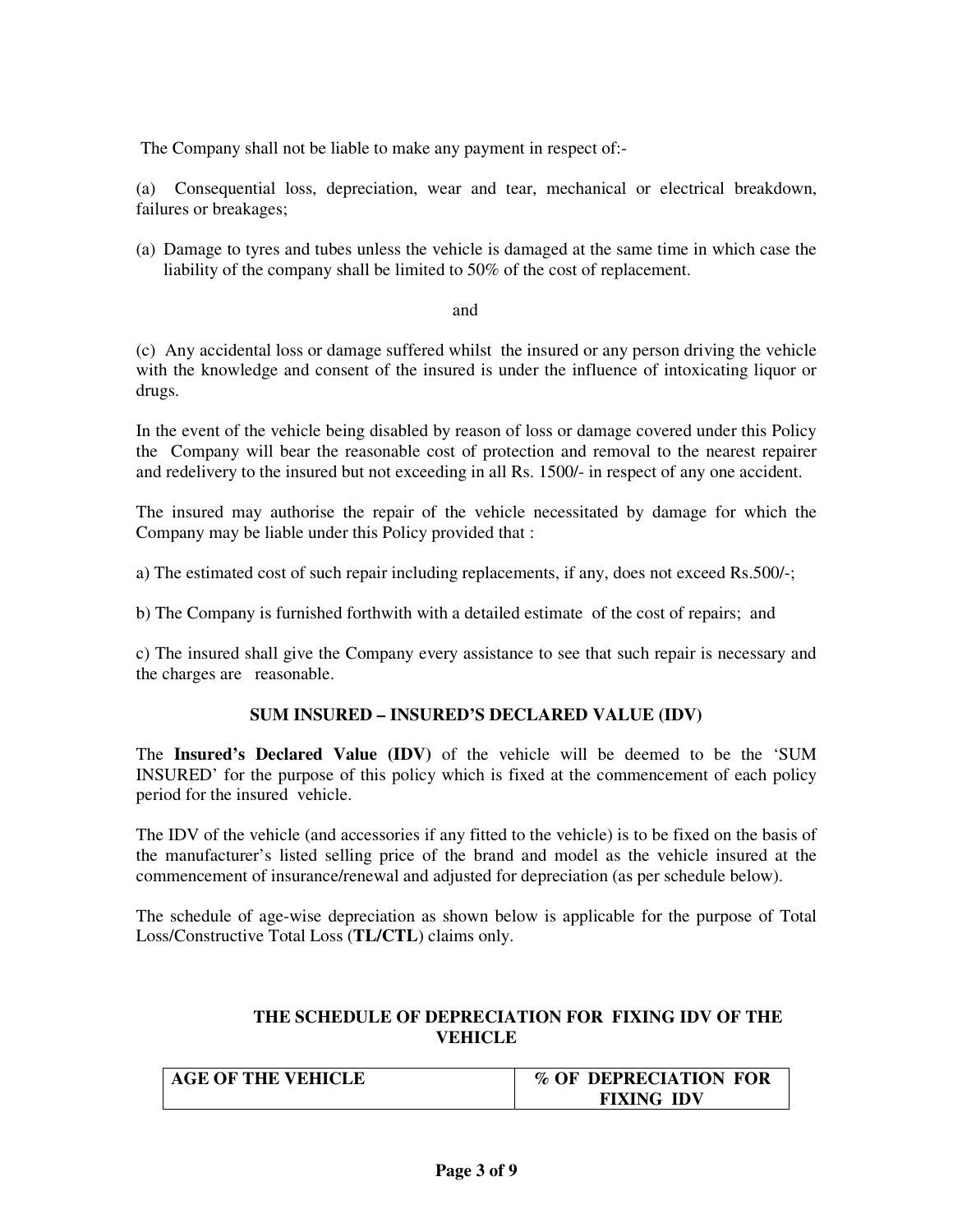The Company shall not be liable to make any payment in respect of:-

(a) Consequential loss, depreciation, wear and tear, mechanical or electrical breakdown, failures or breakages;

(a) Damage to tyres and tubes unless the vehicle is damaged at the same time in which case the liability of the company shall be limited to 50% of the cost of replacement.

and

(c) Any accidental loss or damage suffered whilst the insured or any person driving the vehicle with the knowledge and consent of the insured is under the influence of intoxicating liquor or drugs.

In the event of the vehicle being disabled by reason of loss or damage covered under this Policy the Company will bear the reasonable cost of protection and removal to the nearest repairer and redelivery to the insured but not exceeding in all Rs. 1500/- in respect of any one accident.

The insured may authorise the repair of the vehicle necessitated by damage for which the Company may be liable under this Policy provided that :

a) The estimated cost of such repair including replacements, if any, does not exceed Rs.500/-;

b) The Company is furnished forthwith with a detailed estimate of the cost of repairs; and

c) The insured shall give the Company every assistance to see that such repair is necessary and the charges are reasonable.

## SUM INSURED – INSURED'S DECLARED VALUE (IDV)

The **Insured's Declared Value (IDV)** of the vehicle will be deemed to be the 'SUM INSURED' for the purpose of this policy which is fixed at the commencement of each policy period for the insured vehicle.

The IDV of the vehicle (and accessories if any fitted to the vehicle) is to be fixed on the basis of the manufacturer's listed selling price of the brand and model as the vehicle insured at the commencement of insurance/renewal and adjusted for depreciation (as per schedule below).

The schedule of age-wise depreciation as shown below is applicable for the purpose of Total Loss/Constructive Total Loss (**TL/CTL**) claims only.

### THE SCHEDULE OF DEPRECIATION FOR FIXING IDV OF THE VEHICLE

| AGE OF THE VEHICLE | % OF DEPRECIATION FOR FIXING IDV |
|---|---|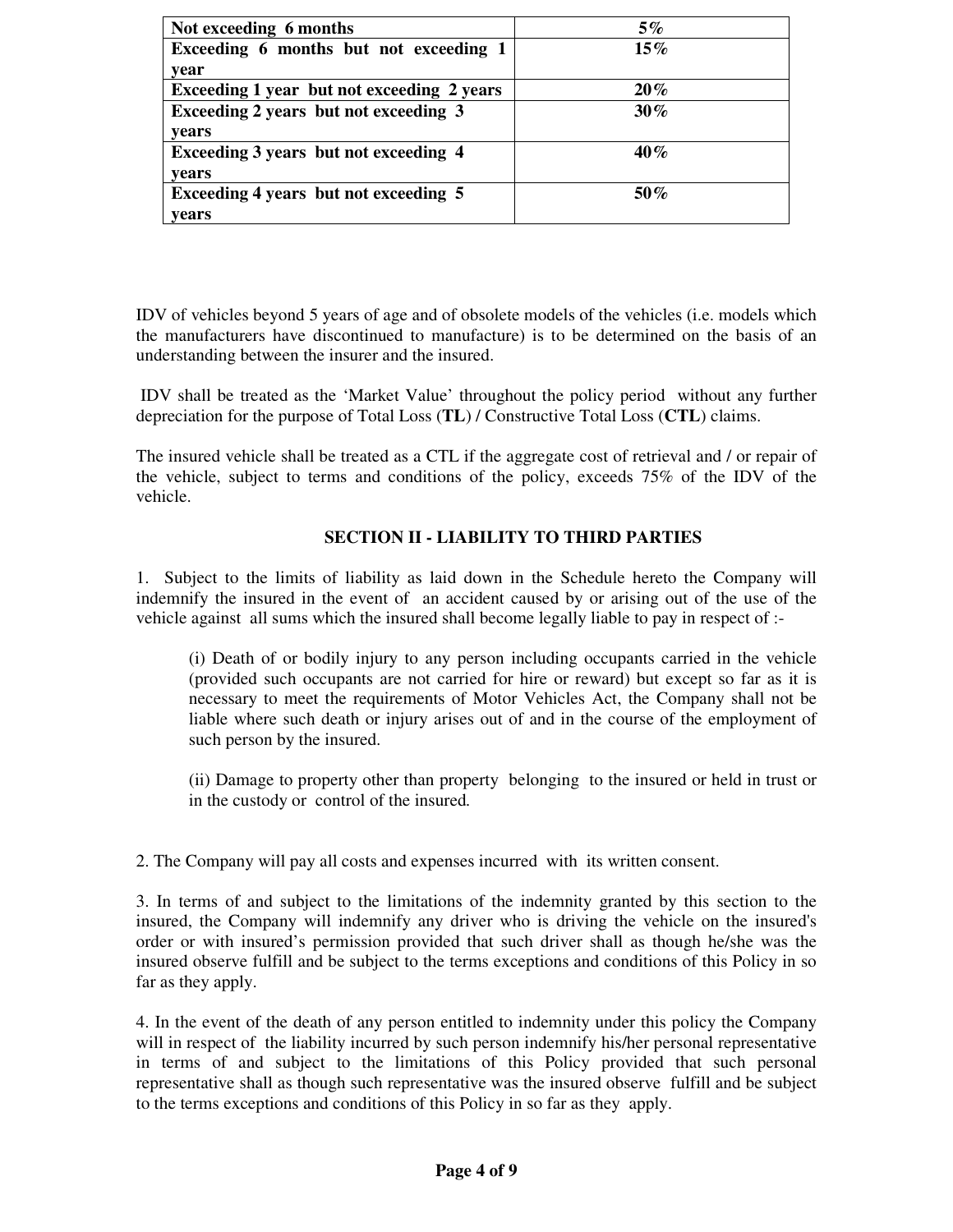| **Not exceeding 6 months** | **5%** |
|---|---|
| **Exceeding 6 months but not exceeding 1 year** | **15%** |
| **Exceeding 1 year but not exceeding 2 years** | **20%** |
| **Exceeding 2 years but not exceeding 3 years** | **30%** |
| **Exceeding 3 years but not exceeding 4 years** | **40%** |
| **Exceeding 4 years but not exceeding 5 years** | **50%** |

IDV of vehicles beyond 5 years of age and of obsolete models of the vehicles (i.e. models which the manufacturers have discontinued to manufacture) is to be determined on the basis of an understanding between the insurer and the insured.

IDV shall be treated as the 'Market Value' throughout the policy period without any further depreciation for the purpose of Total Loss (**TL**) / Constructive Total Loss (**CTL**) claims.

The insured vehicle shall be treated as a CTL if the aggregate cost of retrieval and / or repair of the vehicle, subject to terms and conditions of the policy, exceeds 75% of the IDV of the vehicle.

## SECTION II - LIABILITY TO THIRD PARTIES

1. Subject to the limits of liability as laid down in the Schedule hereto the Company will indemnify the insured in the event of an accident caused by or arising out of the use of the vehicle against all sums which the insured shall become legally liable to pay in respect of :-

   (i) Death of or bodily injury to any person including occupants carried in the vehicle (provided such occupants are not carried for hire or reward) but except so far as it is necessary to meet the requirements of Motor Vehicles Act, the Company shall not be liable where such death or injury arises out of and in the course of the employment of such person by the insured.

   (ii) Damage to property other than property belonging to the insured or held in trust or in the custody or control of the insured.

2. The Company will pay all costs and expenses incurred with its written consent.

3. In terms of and subject to the limitations of the indemnity granted by this section to the insured, the Company will indemnify any driver who is driving the vehicle on the insured's order or with insured's permission provided that such driver shall as though he/she was the insured observe fulfill and be subject to the terms exceptions and conditions of this Policy in so far as they apply.

4. In the event of the death of any person entitled to indemnity under this policy the Company will in respect of the liability incurred by such person indemnify his/her personal representative in terms of and subject to the limitations of this Policy provided that such personal representative shall as though such representative was the insured observe fulfill and be subject to the terms exceptions and conditions of this Policy in so far as they apply.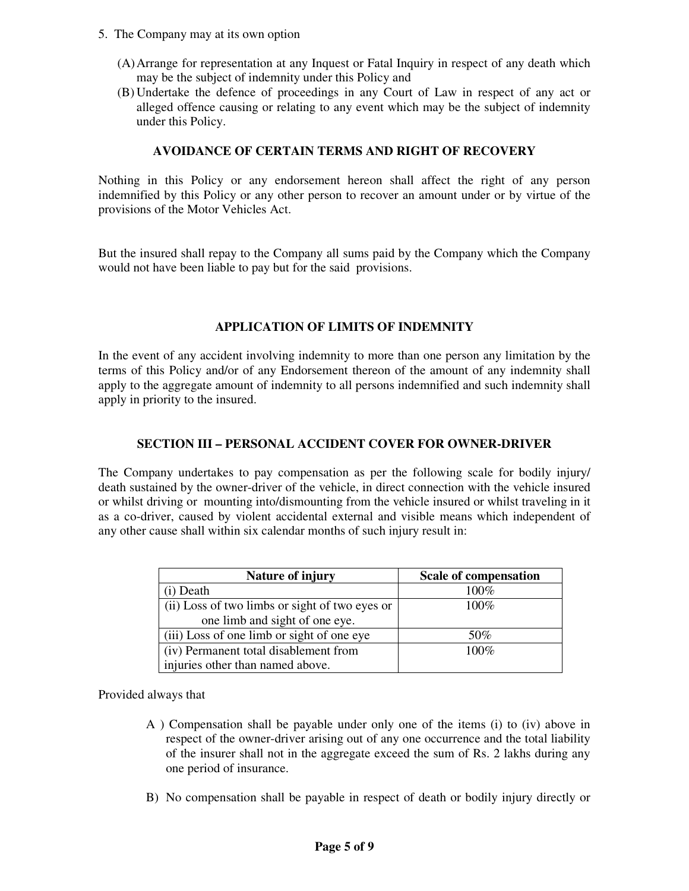5. The Company may at its own option

   (A) Arrange for representation at any Inquest or Fatal Inquiry in respect of any death which may be the subject of indemnity under this Policy and
   
   (B) Undertake the defence of proceedings in any Court of Law in respect of any act or alleged offence causing or relating to any event which may be the subject of indemnity under this Policy.

### AVOIDANCE OF CERTAIN TERMS AND RIGHT OF RECOVERY

Nothing in this Policy or any endorsement hereon shall affect the right of any person indemnified by this Policy or any other person to recover an amount under or by virtue of the provisions of the Motor Vehicles Act.

But the insured shall repay to the Company all sums paid by the Company which the Company would not have been liable to pay but for the said provisions.

### APPLICATION OF LIMITS OF INDEMNITY

In the event of any accident involving indemnity to more than one person any limitation by the terms of this Policy and/or of any Endorsement thereon of the amount of any indemnity shall apply to the aggregate amount of indemnity to all persons indemnified and such indemnity shall apply in priority to the insured.

### SECTION III – PERSONAL ACCIDENT COVER FOR OWNER-DRIVER

The Company undertakes to pay compensation as per the following scale for bodily injury/ death sustained by the owner-driver of the vehicle, in direct connection with the vehicle insured or whilst driving or mounting into/dismounting from the vehicle insured or whilst traveling in it as a co-driver, caused by violent accidental external and visible means which independent of any other cause shall within six calendar months of such injury result in:

| Nature of injury | Scale of compensation |
|---|---|
| (i) Death | 100% |
| (ii) Loss of two limbs or sight of two eyes or one limb and sight of one eye. | 100% |
| (iii) Loss of one limb or sight of one eye | 50% |
| (iv) Permanent total disablement from injuries other than named above. | 100% |

Provided always that

A ) Compensation shall be payable under only one of the items (i) to (iv) above in respect of the owner-driver arising out of any one occurrence and the total liability of the insurer shall not in the aggregate exceed the sum of Rs. 2 lakhs during any one period of insurance.

B) No compensation shall be payable in respect of death or bodily injury directly or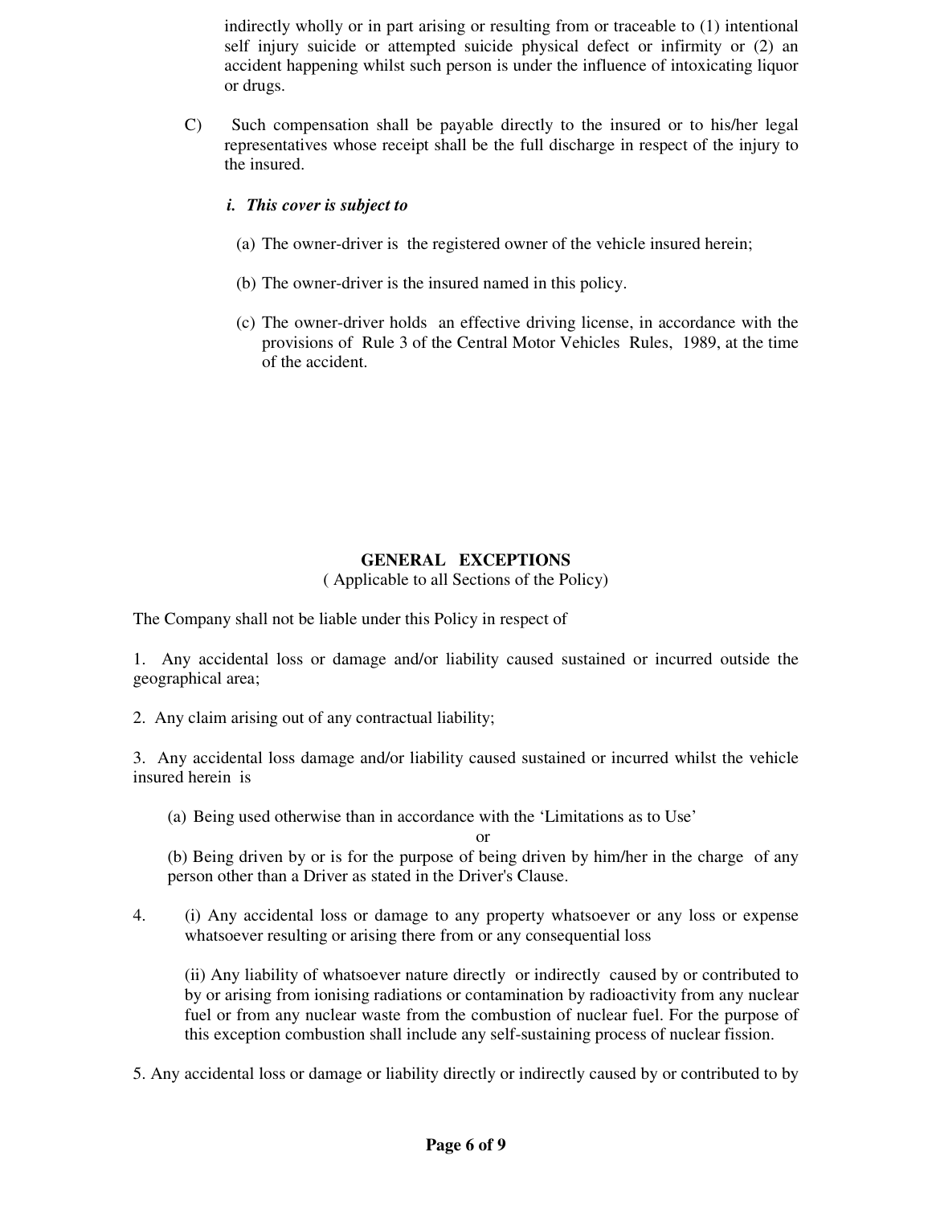indirectly wholly or in part arising or resulting from or traceable to (1) intentional self injury suicide or attempted suicide physical defect or infirmity or (2) an accident happening whilst such person is under the influence of intoxicating liquor or drugs.

C) Such compensation shall be payable directly to the insured or to his/her legal representatives whose receipt shall be the full discharge in respect of the injury to the insured.

***i. This cover is subject to***

(a) The owner-driver is the registered owner of the vehicle insured herein;

(b) The owner-driver is the insured named in this policy.

(c) The owner-driver holds an effective driving license, in accordance with the provisions of Rule 3 of the Central Motor Vehicles Rules, 1989, at the time of the accident.

## GENERAL EXCEPTIONS

( Applicable to all Sections of the Policy)

The Company shall not be liable under this Policy in respect of

1. Any accidental loss or damage and/or liability caused sustained or incurred outside the geographical area;

2. Any claim arising out of any contractual liability;

3. Any accidental loss damage and/or liability caused sustained or incurred whilst the vehicle insured herein is

   (a) Being used otherwise than in accordance with the 'Limitations as to Use'

   or

   (b) Being driven by or is for the purpose of being driven by him/her in the charge of any person other than a Driver as stated in the Driver's Clause.

4. (i) Any accidental loss or damage to any property whatsoever or any loss or expense whatsoever resulting or arising there from or any consequential loss

   (ii) Any liability of whatsoever nature directly or indirectly caused by or contributed to by or arising from ionising radiations or contamination by radioactivity from any nuclear fuel or from any nuclear waste from the combustion of nuclear fuel. For the purpose of this exception combustion shall include any self-sustaining process of nuclear fission.

5. Any accidental loss or damage or liability directly or indirectly caused by or contributed to by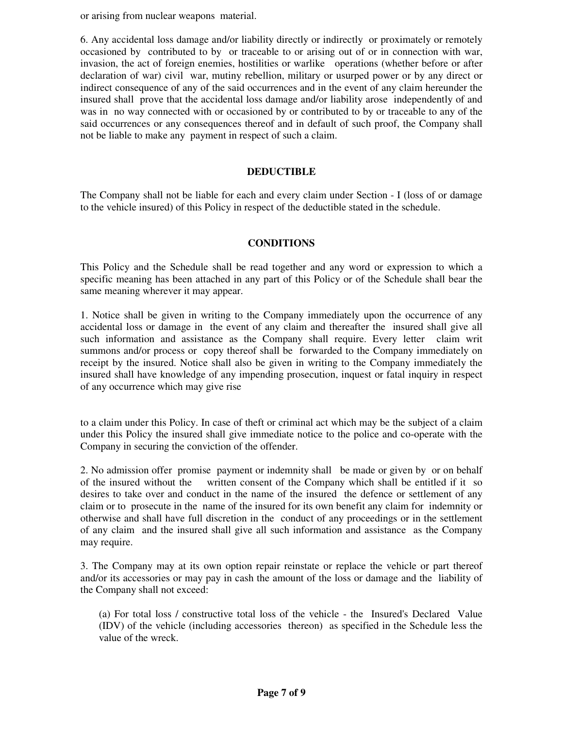or arising from nuclear weapons material.

6. Any accidental loss damage and/or liability directly or indirectly or proximately or remotely occasioned by contributed to by or traceable to or arising out of or in connection with war, invasion, the act of foreign enemies, hostilities or warlike operations (whether before or after declaration of war) civil war, mutiny rebellion, military or usurped power or by any direct or indirect consequence of any of the said occurrences and in the event of any claim hereunder the insured shall prove that the accidental loss damage and/or liability arose independently of and was in no way connected with or occasioned by or contributed to by or traceable to any of the said occurrences or any consequences thereof and in default of such proof, the Company shall not be liable to make any payment in respect of such a claim.

## DEDUCTIBLE

The Company shall not be liable for each and every claim under Section - I (loss of or damage to the vehicle insured) of this Policy in respect of the deductible stated in the schedule.

## CONDITIONS

This Policy and the Schedule shall be read together and any word or expression to which a specific meaning has been attached in any part of this Policy or of the Schedule shall bear the same meaning wherever it may appear.

1. Notice shall be given in writing to the Company immediately upon the occurrence of any accidental loss or damage in the event of any claim and thereafter the insured shall give all such information and assistance as the Company shall require. Every letter claim writ summons and/or process or copy thereof shall be forwarded to the Company immediately on receipt by the insured. Notice shall also be given in writing to the Company immediately the insured shall have knowledge of any impending prosecution, inquest or fatal inquiry in respect of any occurrence which may give rise to a claim under this Policy. In case of theft or criminal act which may be the subject of a claim under this Policy the insured shall give immediate notice to the police and co-operate with the Company in securing the conviction of the offender.

2. No admission offer promise payment or indemnity shall be made or given by or on behalf of the insured without the written consent of the Company which shall be entitled if it so desires to take over and conduct in the name of the insured the defence or settlement of any claim or to prosecute in the name of the insured for its own benefit any claim for indemnity or otherwise and shall have full discretion in the conduct of any proceedings or in the settlement of any claim and the insured shall give all such information and assistance as the Company may require.

3. The Company may at its own option repair reinstate or replace the vehicle or part thereof and/or its accessories or may pay in cash the amount of the loss or damage and the liability of the Company shall not exceed:

(a) For total loss / constructive total loss of the vehicle - the Insured's Declared Value (IDV) of the vehicle (including accessories thereon) as specified in the Schedule less the value of the wreck.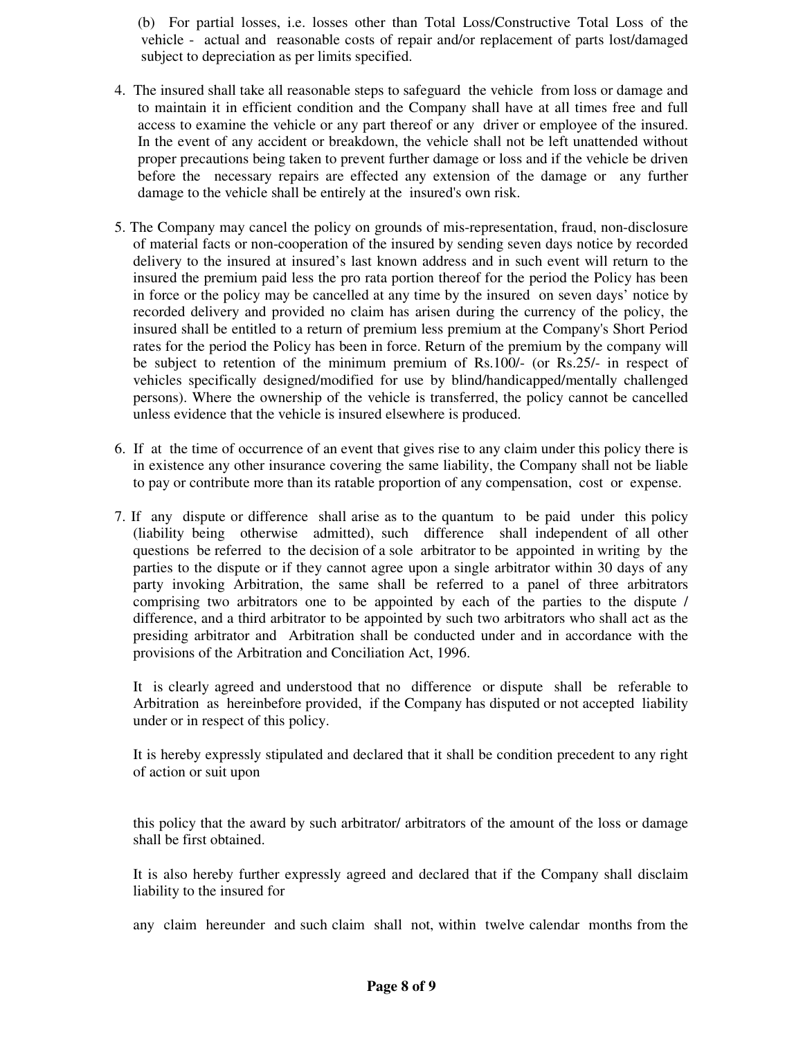(b) For partial losses, i.e. losses other than Total Loss/Constructive Total Loss of the vehicle - actual and reasonable costs of repair and/or replacement of parts lost/damaged subject to depreciation as per limits specified.

4. The insured shall take all reasonable steps to safeguard the vehicle from loss or damage and to maintain it in efficient condition and the Company shall have at all times free and full access to examine the vehicle or any part thereof or any driver or employee of the insured. In the event of any accident or breakdown, the vehicle shall not be left unattended without proper precautions being taken to prevent further damage or loss and if the vehicle be driven before the necessary repairs are effected any extension of the damage or any further damage to the vehicle shall be entirely at the insured's own risk.

5. The Company may cancel the policy on grounds of mis-representation, fraud, non-disclosure of material facts or non-cooperation of the insured by sending seven days notice by recorded delivery to the insured at insured's last known address and in such event will return to the insured the premium paid less the pro rata portion thereof for the period the Policy has been in force or the policy may be cancelled at any time by the insured on seven days' notice by recorded delivery and provided no claim has arisen during the currency of the policy, the insured shall be entitled to a return of premium less premium at the Company's Short Period rates for the period the Policy has been in force. Return of the premium by the company will be subject to retention of the minimum premium of Rs.100/- (or Rs.25/- in respect of vehicles specifically designed/modified for use by blind/handicapped/mentally challenged persons). Where the ownership of the vehicle is transferred, the policy cannot be cancelled unless evidence that the vehicle is insured elsewhere is produced.

6. If at the time of occurrence of an event that gives rise to any claim under this policy there is in existence any other insurance covering the same liability, the Company shall not be liable to pay or contribute more than its ratable proportion of any compensation, cost or expense.

7. If any dispute or difference shall arise as to the quantum to be paid under this policy (liability being otherwise admitted), such difference shall independent of all other questions be referred to the decision of a sole arbitrator to be appointed in writing by the parties to the dispute or if they cannot agree upon a single arbitrator within 30 days of any party invoking Arbitration, the same shall be referred to a panel of three arbitrators comprising two arbitrators one to be appointed by each of the parties to the dispute / difference, and a third arbitrator to be appointed by such two arbitrators who shall act as the presiding arbitrator and Arbitration shall be conducted under and in accordance with the provisions of the Arbitration and Conciliation Act, 1996.

   It is clearly agreed and understood that no difference or dispute shall be referable to Arbitration as hereinbefore provided, if the Company has disputed or not accepted liability under or in respect of this policy.

   It is hereby expressly stipulated and declared that it shall be condition precedent to any right of action or suit upon this policy that the award by such arbitrator/ arbitrators of the amount of the loss or damage shall be first obtained.

   It is also hereby further expressly agreed and declared that if the Company shall disclaim liability to the insured for any claim hereunder and such claim shall not, within twelve calendar months from the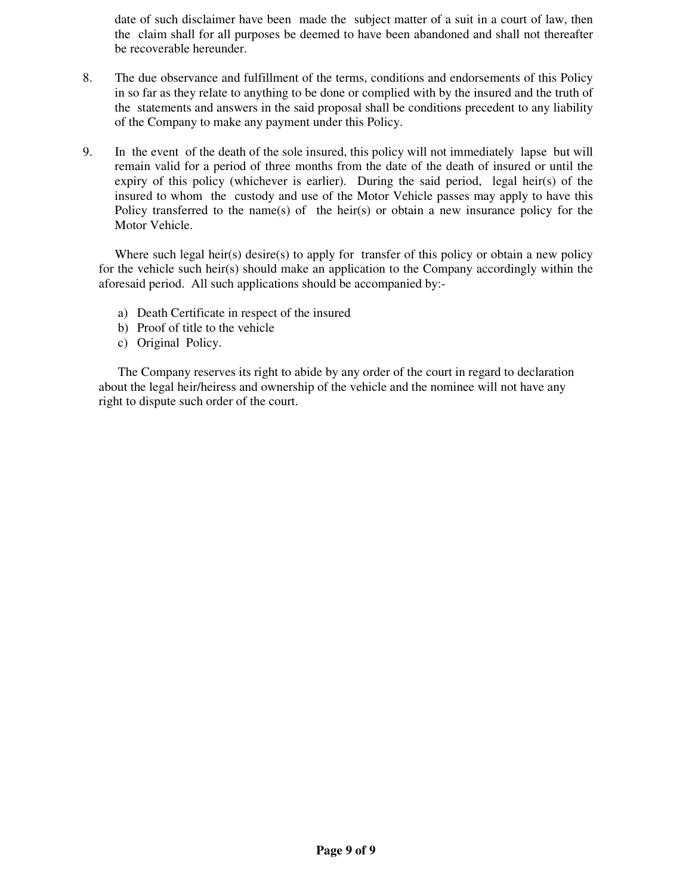date of such disclaimer have been made the subject matter of a suit in a court of law, then the claim shall for all purposes be deemed to have been abandoned and shall not thereafter be recoverable hereunder.

8. The due observance and fulfillment of the terms, conditions and endorsements of this Policy in so far as they relate to anything to be done or complied with by the insured and the truth of the statements and answers in the said proposal shall be conditions precedent to any liability of the Company to make any payment under this Policy.

9. In the event of the death of the sole insured, this policy will not immediately lapse but will remain valid for a period of three months from the date of the death of insured or until the expiry of this policy (whichever is earlier). During the said period, legal heir(s) of the insured to whom the custody and use of the Motor Vehicle passes may apply to have this Policy transferred to the name(s) of the heir(s) or obtain a new insurance policy for the Motor Vehicle.

Where such legal heir(s) desire(s) to apply for transfer of this policy or obtain a new policy for the vehicle such heir(s) should make an application to the Company accordingly within the aforesaid period. All such applications should be accompanied by:-

a) Death Certificate in respect of the insured
b) Proof of title to the vehicle
c) Original Policy.

The Company reserves its right to abide by any order of the court in regard to declaration about the legal heir/heiress and ownership of the vehicle and the nominee will not have any right to dispute such order of the court.